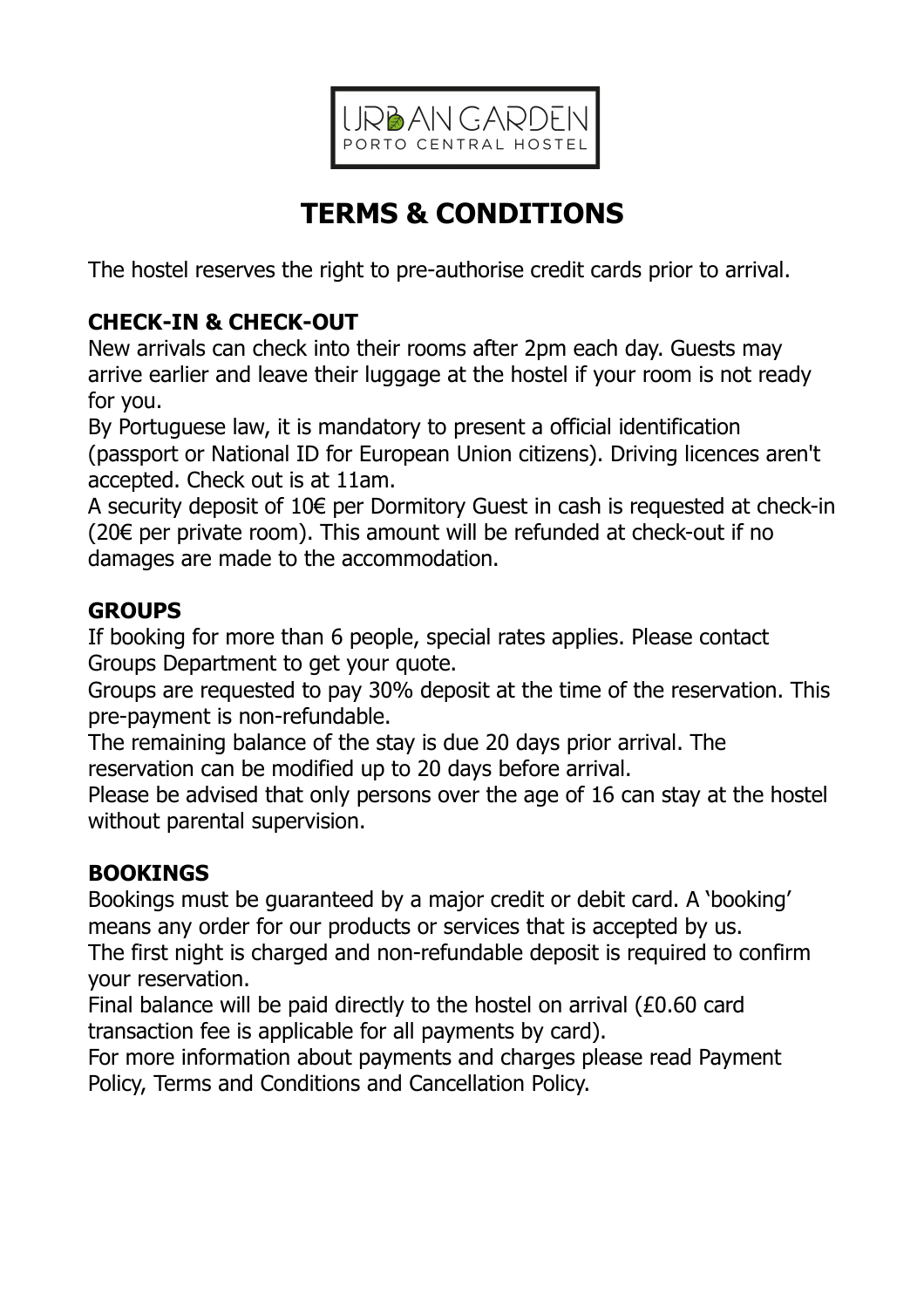URBAN GARDEN
PORTO CENTRAL HOSTEL

# TERMS & CONDITIONS

The hostel reserves the right to pre-authorise credit cards prior to arrival.

## CHECK-IN & CHECK-OUT

New arrivals can check into their rooms after 2pm each day. Guests may arrive earlier and leave their luggage at the hostel if your room is not ready for you.

By Portuguese law, it is mandatory to present a official identification (passport or National ID for European Union citizens). Driving licences aren't accepted. Check out is at 11am.

A security deposit of 10€ per Dormitory Guest in cash is requested at check-in (20€ per private room). This amount will be refunded at check-out if no damages are made to the accommodation.

## GROUPS

If booking for more than 6 people, special rates applies. Please contact Groups Department to get your quote.

Groups are requested to pay 30% deposit at the time of the reservation. This pre-payment is non-refundable.

The remaining balance of the stay is due 20 days prior arrival. The reservation can be modified up to 20 days before arrival.

Please be advised that only persons over the age of 16 can stay at the hostel without parental supervision.

## BOOKINGS

Bookings must be guaranteed by a major credit or debit card. A 'booking' means any order for our products or services that is accepted by us.

The first night is charged and non-refundable deposit is required to confirm your reservation.

Final balance will be paid directly to the hostel on arrival (£0.60 card transaction fee is applicable for all payments by card).

For more information about payments and charges please read Payment Policy, Terms and Conditions and Cancellation Policy.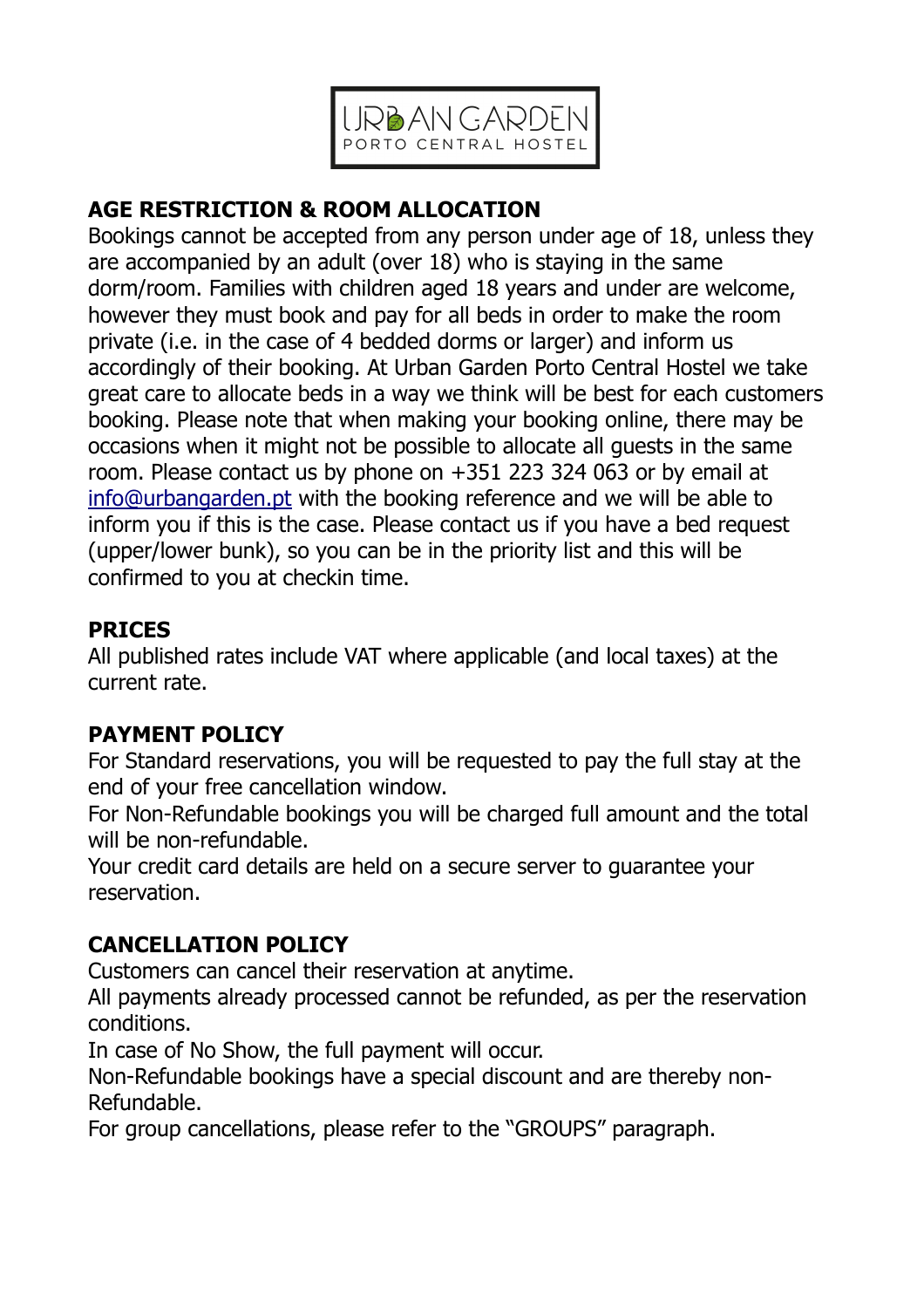URBAN GARDEN
PORTO CENTRAL HOSTEL

## AGE RESTRICTION & ROOM ALLOCATION

Bookings cannot be accepted from any person under age of 18, unless they are accompanied by an adult (over 18) who is staying in the same dorm/room. Families with children aged 18 years and under are welcome, however they must book and pay for all beds in order to make the room private (i.e. in the case of 4 bedded dorms or larger) and inform us accordingly of their booking. At Urban Garden Porto Central Hostel we take great care to allocate beds in a way we think will be best for each customers booking. Please note that when making your booking online, there may be occasions when it might not be possible to allocate all guests in the same room. Please contact us by phone on +351 223 324 063 or by email at info@urbangarden.pt with the booking reference and we will be able to inform you if this is the case. Please contact us if you have a bed request (upper/lower bunk), so you can be in the priority list and this will be confirmed to you at checkin time.

## PRICES

All published rates include VAT where applicable (and local taxes) at the current rate.

## PAYMENT POLICY

For Standard reservations, you will be requested to pay the full stay at the end of your free cancellation window.

For Non-Refundable bookings you will be charged full amount and the total will be non-refundable.

Your credit card details are held on a secure server to guarantee your reservation.

## CANCELLATION POLICY

Customers can cancel their reservation at anytime.

All payments already processed cannot be refunded, as per the reservation conditions.

In case of No Show, the full payment will occur.

Non-Refundable bookings have a special discount and are thereby non-Refundable.

For group cancellations, please refer to the "GROUPS" paragraph.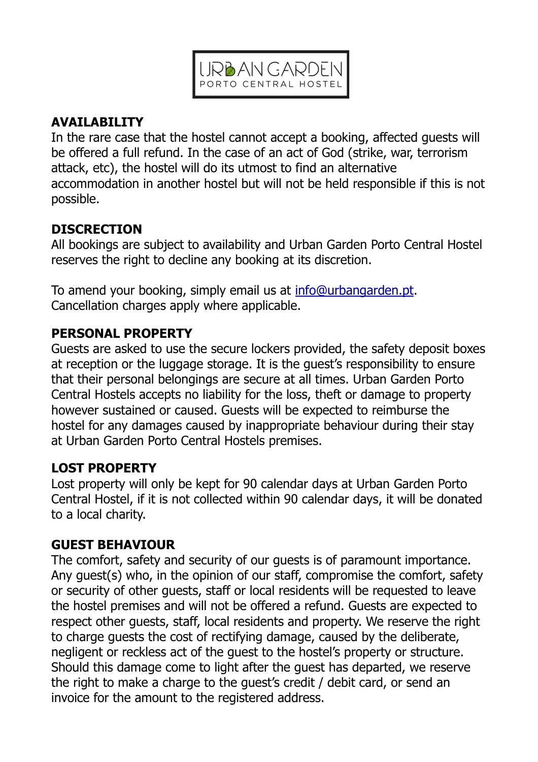URBAN GARDEN
PORTO CENTRAL HOSTEL

## AVAILABILITY

In the rare case that the hostel cannot accept a booking, affected guests will be offered a full refund. In the case of an act of God (strike, war, terrorism attack, etc), the hostel will do its utmost to find an alternative accommodation in another hostel but will not be held responsible if this is not possible.

## DISCRECTION

All bookings are subject to availability and Urban Garden Porto Central Hostel reserves the right to decline any booking at its discretion.

To amend your booking, simply email us at [info@urbangarden.pt](mailto:info@urbangarden.pt).
Cancellation charges apply where applicable.

## PERSONAL PROPERTY

Guests are asked to use the secure lockers provided, the safety deposit boxes at reception or the luggage storage. It is the guest's responsibility to ensure that their personal belongings are secure at all times. Urban Garden Porto Central Hostels accepts no liability for the loss, theft or damage to property however sustained or caused. Guests will be expected to reimburse the hostel for any damages caused by inappropriate behaviour during their stay at Urban Garden Porto Central Hostels premises.

## LOST PROPERTY

Lost property will only be kept for 90 calendar days at Urban Garden Porto Central Hostel, if it is not collected within 90 calendar days, it will be donated to a local charity.

## GUEST BEHAVIOUR

The comfort, safety and security of our guests is of paramount importance. Any guest(s) who, in the opinion of our staff, compromise the comfort, safety or security of other guests, staff or local residents will be requested to leave the hostel premises and will not be offered a refund. Guests are expected to respect other guests, staff, local residents and property. We reserve the right to charge guests the cost of rectifying damage, caused by the deliberate, negligent or reckless act of the guest to the hostel's property or structure. Should this damage come to light after the guest has departed, we reserve the right to make a charge to the guest's credit / debit card, or send an invoice for the amount to the registered address.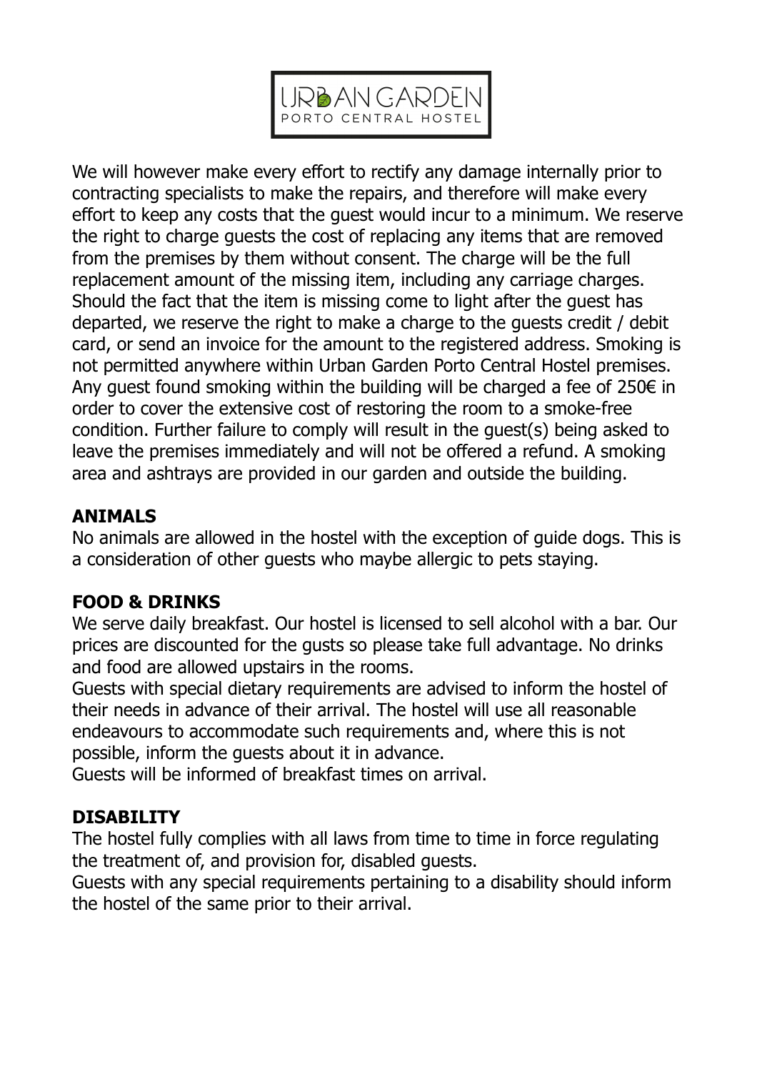We will however make every effort to rectify any damage internally prior to contracting specialists to make the repairs, and therefore will make every effort to keep any costs that the guest would incur to a minimum. We reserve the right to charge guests the cost of replacing any items that are removed from the premises by them without consent. The charge will be the full replacement amount of the missing item, including any carriage charges. Should the fact that the item is missing come to light after the guest has departed, we reserve the right to make a charge to the guests credit / debit card, or send an invoice for the amount to the registered address. Smoking is not permitted anywhere within Urban Garden Porto Central Hostel premises. Any guest found smoking within the building will be charged a fee of 250€ in order to cover the extensive cost of restoring the room to a smoke-free condition. Further failure to comply will result in the guest(s) being asked to leave the premises immediately and will not be offered a refund. A smoking area and ashtrays are provided in our garden and outside the building.

**ANIMALS**

No animals are allowed in the hostel with the exception of guide dogs. This is a consideration of other guests who maybe allergic to pets staying.

**FOOD & DRINKS**

We serve daily breakfast. Our hostel is licensed to sell alcohol with a bar. Our prices are discounted for the gusts so please take full advantage. No drinks and food are allowed upstairs in the rooms.

Guests with special dietary requirements are advised to inform the hostel of their needs in advance of their arrival. The hostel will use all reasonable endeavours to accommodate such requirements and, where this is not possible, inform the guests about it in advance.

Guests will be informed of breakfast times on arrival.

**DISABILITY**

The hostel fully complies with all laws from time to time in force regulating the treatment of, and provision for, disabled guests.

Guests with any special requirements pertaining to a disability should inform the hostel of the same prior to their arrival.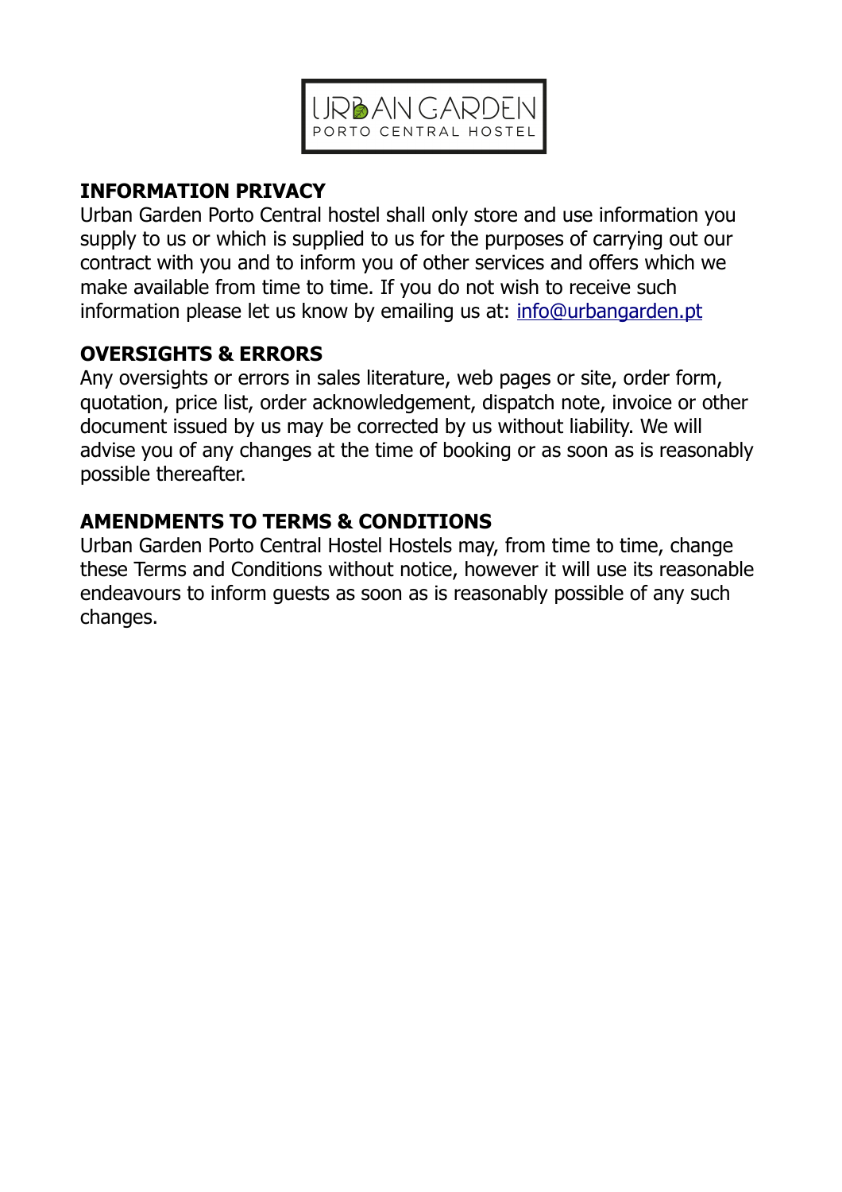## INFORMATION PRIVACY

Urban Garden Porto Central hostel shall only store and use information you supply to us or which is supplied to us for the purposes of carrying out our contract with you and to inform you of other services and offers which we make available from time to time. If you do not wish to receive such information please let us know by emailing us at: info@urbangarden.pt

## OVERSIGHTS & ERRORS

Any oversights or errors in sales literature, web pages or site, order form, quotation, price list, order acknowledgement, dispatch note, invoice or other document issued by us may be corrected by us without liability. We will advise you of any changes at the time of booking or as soon as is reasonably possible thereafter.

## AMENDMENTS TO TERMS & CONDITIONS

Urban Garden Porto Central Hostel Hostels may, from time to time, change these Terms and Conditions without notice, however it will use its reasonable endeavours to inform guests as soon as is reasonably possible of any such changes.